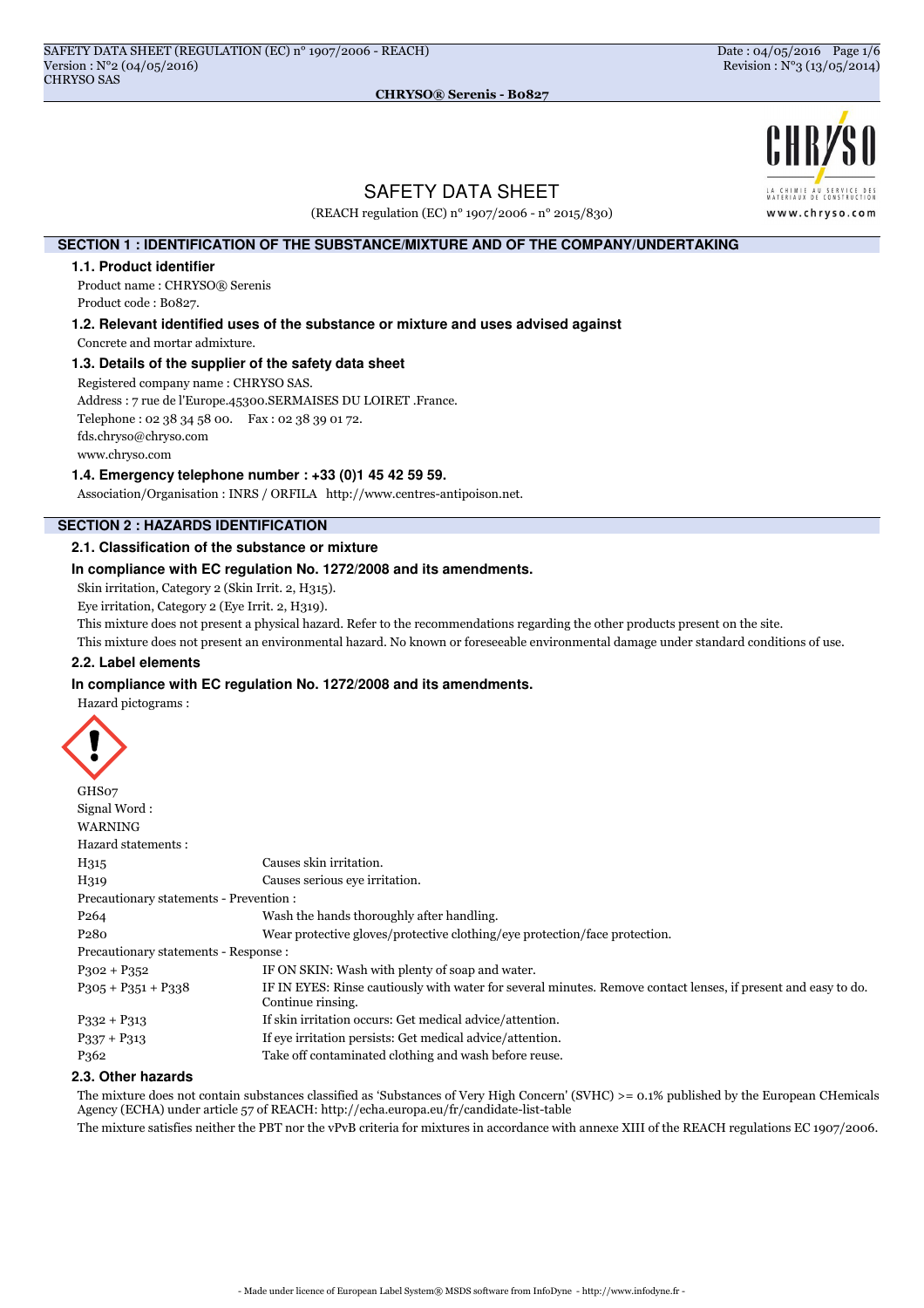# SAFETY DATA SHEET

(REACH regulation (EC) n° 1907/2006 - n° 2015/830)

## SECTION 1 : IDENTIFICATION OF THE SUBSTANCE/MIXTURE AND OF THE COMPANY/UNDERTAKING

### 1.1. Product identifier

Product name : CHRYSO® Serenis

Product code : B0827.

### 1.2. Relevant identified uses of the substance or mixture and uses advised against

Concrete and mortar admixture.

### 1.3. Details of the supplier of the safety data sheet

Registered company name : CHRYSO SAS.

Address : 7 rue de l'Europe.45300.SERMAISES DU LOIRET .France.

Telephone : 02 38 34 58 00. Fax : 02 38 39 01 72.

fds.chryso@chryso.com

www.chryso.com

### 1.4. Emergency telephone number : +33 (0)1 45 42 59 59.

Association/Organisation : INRS / ORFILA http://www.centres-antipoison.net.

## SECTION 2 : HAZARDS IDENTIFICATION

### 2.1. Classification of the substance or mixture

**In compliance with EC regulation No. 1272/2008 and its amendments.**

Skin irritation, Category 2 (Skin Irrit. 2, H315).

Eye irritation, Category 2 (Eye Irrit. 2, H319).

This mixture does not present a physical hazard. Refer to the recommendations regarding the other products present on the site.

This mixture does not present an environmental hazard. No known or foreseeable environmental damage under standard conditions of use.

### 2.2. Label elements

**In compliance with EC regulation No. 1272/2008 and its amendments.**

Hazard pictograms :

GHS07

Signal Word :

WARNING

Hazard statements :

| | |
|---|---|
| H315 | Causes skin irritation. |
| H319 | Causes serious eye irritation. |

Precautionary statements - Prevention :

| | |
|---|---|
| P264 | Wash the hands thoroughly after handling. |
| P280 | Wear protective gloves/protective clothing/eye protection/face protection. |

Precautionary statements - Response :

| | |
|---|---|
| P302 + P352 | IF ON SKIN: Wash with plenty of soap and water. |
| P305 + P351 + P338 | IF IN EYES: Rinse cautiously with water for several minutes. Remove contact lenses, if present and easy to do. Continue rinsing. |
| P332 + P313 | If skin irritation occurs: Get medical advice/attention. |
| P337 + P313 | If eye irritation persists: Get medical advice/attention. |
| P362 | Take off contaminated clothing and wash before reuse. |

### 2.3. Other hazards

The mixture does not contain substances classified as 'Substances of Very High Concern' (SVHC) >= 0.1% published by the European CHemicals Agency (ECHA) under article 57 of REACH: http://echa.europa.eu/fr/candidate-list-table

The mixture satisfies neither the PBT nor the vPvB criteria for mixtures in accordance with annexe XIII of the REACH regulations EC 1907/2006.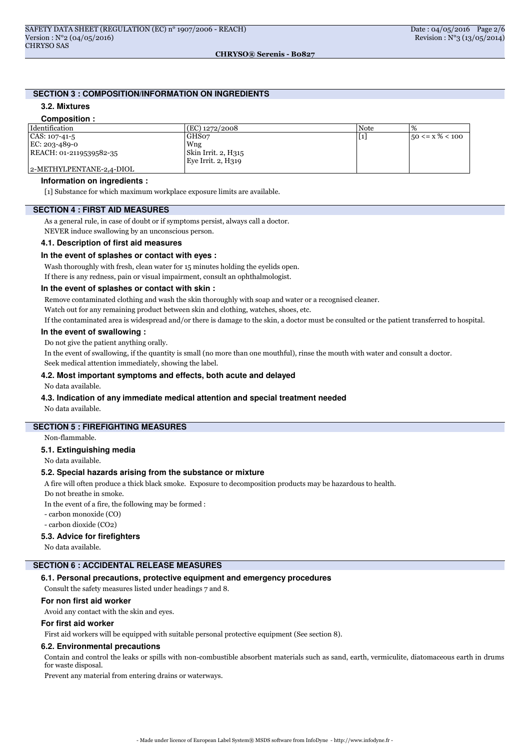## SECTION 3 : COMPOSITION/INFORMATION ON INGREDIENTS

### 3.2. Mixtures

**Composition :**

| Identification | (EC) 1272/2008 | Note | % |
|---|---|---|---|
| CAS: 107-41-5<br>EC: 203-489-0<br>REACH: 01-2119539582-35<br>2-METHYLPENTANE-2,4-DIOL | GHS07<br>Wng<br>Skin Irrit. 2, H315<br>Eye Irrit. 2, H319 | [1] | 50 <= x % < 100 |

**Information on ingredients :**

[1] Substance for which maximum workplace exposure limits are available.

## SECTION 4 : FIRST AID MEASURES

As a general rule, in case of doubt or if symptoms persist, always call a doctor.

NEVER induce swallowing by an unconscious person.

### 4.1. Description of first aid measures

**In the event of splashes or contact with eyes :**

Wash thoroughly with fresh, clean water for 15 minutes holding the eyelids open.

If there is any redness, pain or visual impairment, consult an ophthalmologist.

**In the event of splashes or contact with skin :**

Remove contaminated clothing and wash the skin thoroughly with soap and water or a recognised cleaner.

Watch out for any remaining product between skin and clothing, watches, shoes, etc.

If the contaminated area is widespread and/or there is damage to the skin, a doctor must be consulted or the patient transferred to hospital.

**In the event of swallowing :**

Do not give the patient anything orally.

In the event of swallowing, if the quantity is small (no more than one mouthful), rinse the mouth with water and consult a doctor.

Seek medical attention immediately, showing the label.

### 4.2. Most important symptoms and effects, both acute and delayed

No data available.

### 4.3. Indication of any immediate medical attention and special treatment needed

No data available.

## SECTION 5 : FIREFIGHTING MEASURES

Non-flammable.

### 5.1. Extinguishing media

No data available.

### 5.2. Special hazards arising from the substance or mixture

A fire will often produce a thick black smoke. Exposure to decomposition products may be hazardous to health.

Do not breathe in smoke.

In the event of a fire, the following may be formed :

- carbon monoxide (CO)
- carbon dioxide ($CO_2$)

### 5.3. Advice for firefighters

No data available.

## SECTION 6 : ACCIDENTAL RELEASE MEASURES

### 6.1. Personal precautions, protective equipment and emergency procedures

Consult the safety measures listed under headings 7 and 8.

**For non first aid worker**

Avoid any contact with the skin and eyes.

**For first aid worker**

First aid workers will be equipped with suitable personal protective equipment (See section 8).

### 6.2. Environmental precautions

Contain and control the leaks or spills with non-combustible absorbent materials such as sand, earth, vermiculite, diatomaceous earth in drums for waste disposal.

Prevent any material from entering drains or waterways.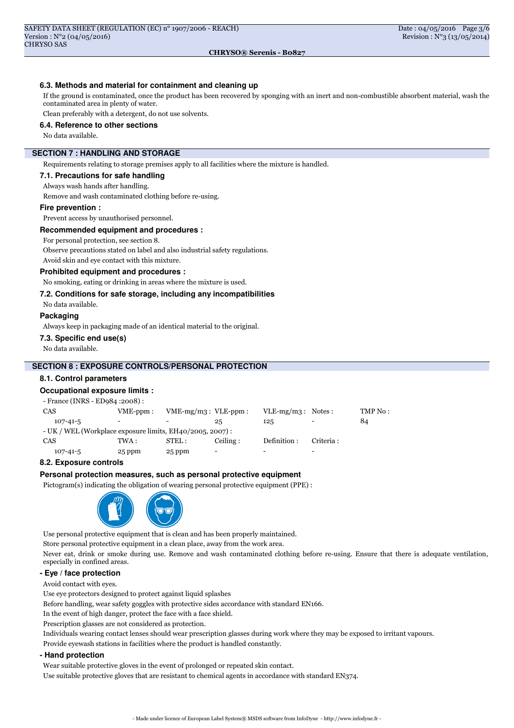### 6.3. Methods and material for containment and cleaning up

If the ground is contaminated, once the product has been recovered by sponging with an inert and non-combustible absorbent material, wash the contaminated area in plenty of water.

Clean preferably with a detergent, do not use solvents.

### 6.4. Reference to other sections

No data available.

## SECTION 7 : HANDLING AND STORAGE

Requirements relating to storage premises apply to all facilities where the mixture is handled.

### 7.1. Precautions for safe handling

Always wash hands after handling.

Remove and wash contaminated clothing before re-using.

#### Fire prevention :

Prevent access by unauthorised personnel.

#### Recommended equipment and procedures :

For personal protection, see section 8.

Observe precautions stated on label and also industrial safety regulations.

Avoid skin and eye contact with this mixture.

#### Prohibited equipment and procedures :

No smoking, eating or drinking in areas where the mixture is used.

### 7.2. Conditions for safe storage, including any incompatibilities

No data available.

#### Packaging

Always keep in packaging made of an identical material to the original.

### 7.3. Specific end use(s)

No data available.

## SECTION 8 : EXPOSURE CONTROLS/PERSONAL PROTECTION

### 8.1. Control parameters

#### Occupational exposure limits :

- France (INRS - ED984 :2008) :

| CAS | VME-ppm : | VME-mg/m3 : | VLE-ppm : | VLE-mg/m3 : | Notes : | TMP No : |
|---|---|---|---|---|---|---|
| 107-41-5 | - | - | 25 | 125 | - | 84 |

- UK / WEL (Workplace exposure limits, EH40/2005, 2007) :

| CAS | TWA : | STEL : | Ceiling : | Definition : | Criteria : |
|---|---|---|---|---|---|
| 107-41-5 | 25 ppm | 25 ppm | - | - | - |

### 8.2. Exposure controls

#### Personal protection measures, such as personal protective equipment

Pictogram(s) indicating the obligation of wearing personal protective equipment (PPE) :

Use personal protective equipment that is clean and has been properly maintained.

Store personal protective equipment in a clean place, away from the work area.

Never eat, drink or smoke during use. Remove and wash contaminated clothing before re-using. Ensure that there is adequate ventilation, especially in confined areas.

#### - Eye / face protection

Avoid contact with eyes.

Use eye protectors designed to protect against liquid splashes

Before handling, wear safety goggles with protective sides accordance with standard EN166.

In the event of high danger, protect the face with a face shield.

Prescription glasses are not considered as protection.

Individuals wearing contact lenses should wear prescription glasses during work where they may be exposed to irritant vapours.

Provide eyewash stations in facilities where the product is handled constantly.

#### - Hand protection

Wear suitable protective gloves in the event of prolonged or repeated skin contact.

Use suitable protective gloves that are resistant to chemical agents in accordance with standard EN374.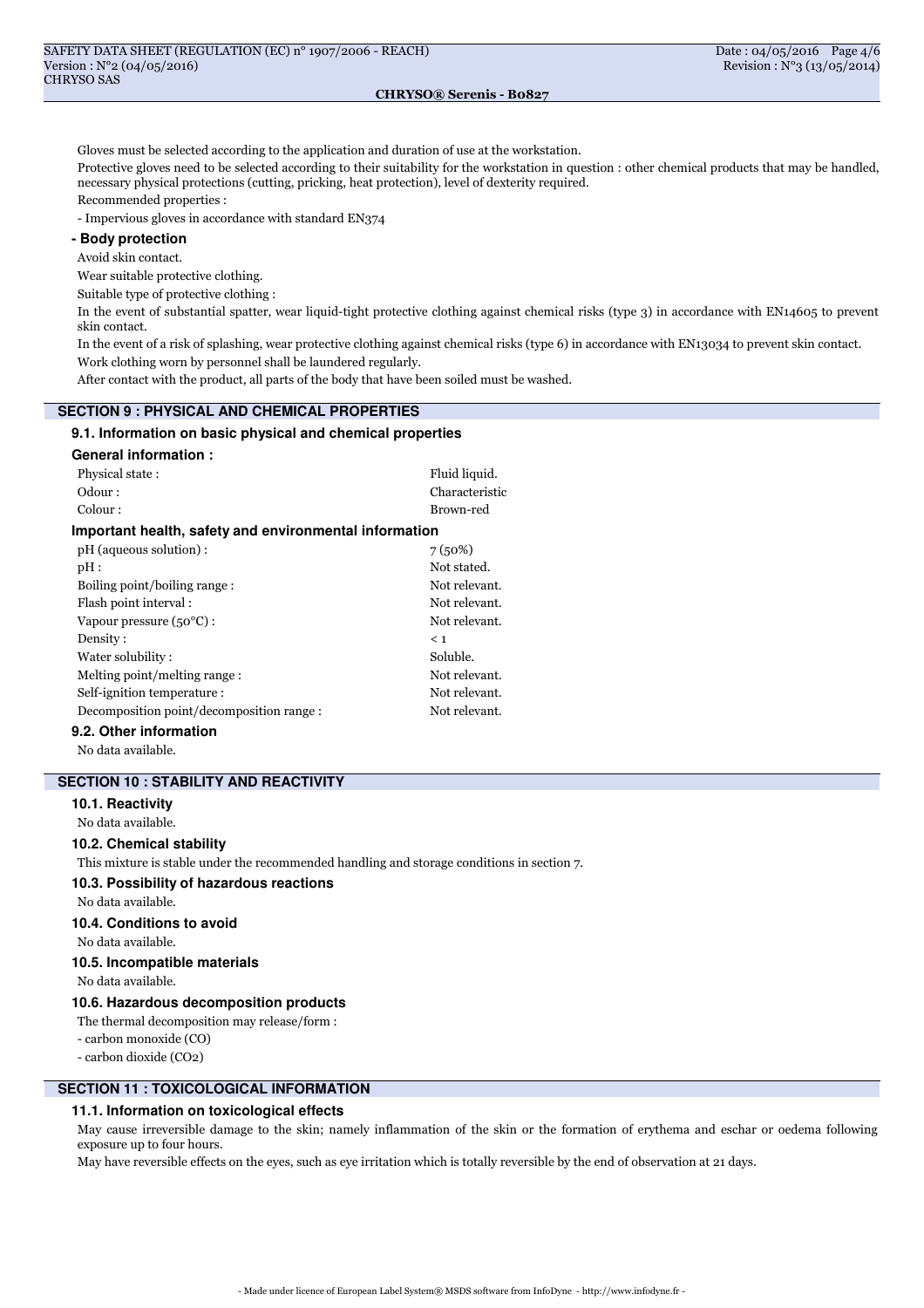Gloves must be selected according to the application and duration of use at the workstation.

Protective gloves need to be selected according to their suitability for the workstation in question : other chemical products that may be handled, necessary physical protections (cutting, pricking, heat protection), level of dexterity required.

Recommended properties :

- Impervious gloves in accordance with standard EN374

**- Body protection**

Avoid skin contact.

Wear suitable protective clothing.

Suitable type of protective clothing :

In the event of substantial spatter, wear liquid-tight protective clothing against chemical risks (type 3) in accordance with EN14605 to prevent skin contact.

In the event of a risk of splashing, wear protective clothing against chemical risks (type 6) in accordance with EN13034 to prevent skin contact.

Work clothing worn by personnel shall be laundered regularly.

After contact with the product, all parts of the body that have been soiled must be washed.

## SECTION 9 : PHYSICAL AND CHEMICAL PROPERTIES

### 9.1. Information on basic physical and chemical properties

**General information :**

| | |
|---|---|
| Physical state : | Fluid liquid. |
| Odour : | Characteristic |
| Colour : | Brown-red |

**Important health, safety and environmental information**

| | |
|---|---|
| pH (aqueous solution) : | 7 (50%) |
| pH : | Not stated. |
| Boiling point/boiling range : | Not relevant. |
| Flash point interval : | Not relevant. |
| Vapour pressure (50°C) : | Not relevant. |
| Density : | < 1 |
| Water solubility : | Soluble. |
| Melting point/melting range : | Not relevant. |
| Self-ignition temperature : | Not relevant. |
| Decomposition point/decomposition range : | Not relevant. |

### 9.2. Other information

No data available.

## SECTION 10 : STABILITY AND REACTIVITY

### 10.1. Reactivity

No data available.

### 10.2. Chemical stability

This mixture is stable under the recommended handling and storage conditions in section 7.

### 10.3. Possibility of hazardous reactions

No data available.

### 10.4. Conditions to avoid

No data available.

### 10.5. Incompatible materials

No data available.

### 10.6. Hazardous decomposition products

The thermal decomposition may release/form :

- carbon monoxide (CO)
- carbon dioxide ($CO_2$)

## SECTION 11 : TOXICOLOGICAL INFORMATION

### 11.1. Information on toxicological effects

May cause irreversible damage to the skin; namely inflammation of the skin or the formation of erythema and eschar or oedema following exposure up to four hours.

May have reversible effects on the eyes, such as eye irritation which is totally reversible by the end of observation at 21 days.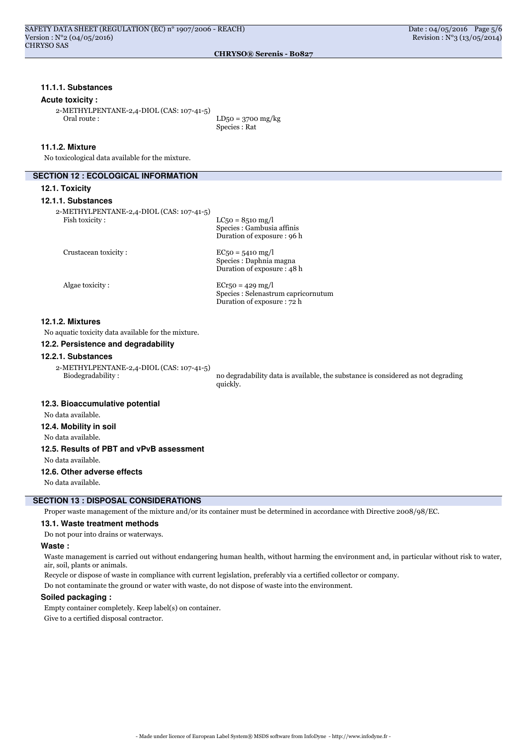#### 11.1.1. Substances

**Acute toxicity :**

2-METHYLPENTANE-2,4-DIOL (CAS: 107-41-5)

| | |
|---|---|
| Oral route : | $LD_{50}$ = 3700 mg/kg<br>Species : Rat |

#### 11.1.2. Mixture

No toxicological data available for the mixture.

## SECTION 12 : ECOLOGICAL INFORMATION

### 12.1. Toxicity

#### 12.1.1. Substances

2-METHYLPENTANE-2,4-DIOL (CAS: 107-41-5)

| | |
|---|---|
| Fish toxicity : | $LC_{50}$ = 8510 mg/l<br>Species : Gambusia affinis<br>Duration of exposure : 96 h |
| Crustacean toxicity : | $EC_{50}$ = 5410 mg/l<br>Species : Daphnia magna<br>Duration of exposure : 48 h |
| Algae toxicity : | $ECr_{50}$ = 429 mg/l<br>Species : Selenastrum capricornutum<br>Duration of exposure : 72 h |

#### 12.1.2. Mixtures

No aquatic toxicity data available for the mixture.

### 12.2. Persistence and degradability

#### 12.2.1. Substances

2-METHYLPENTANE-2,4-DIOL (CAS: 107-41-5)

| | |
|---|---|
| Biodegradability : | no degradability data is available, the substance is considered as not degrading quickly. |

### 12.3. Bioaccumulative potential

No data available.

### 12.4. Mobility in soil

No data available.

### 12.5. Results of PBT and vPvB assessment

No data available.

### 12.6. Other adverse effects

No data available.

## SECTION 13 : DISPOSAL CONSIDERATIONS

Proper waste management of the mixture and/or its container must be determined in accordance with Directive 2008/98/EC.

### 13.1. Waste treatment methods

Do not pour into drains or waterways.

**Waste :**

Waste management is carried out without endangering human health, without harming the environment and, in particular without risk to water, air, soil, plants or animals.

Recycle or dispose of waste in compliance with current legislation, preferably via a certified collector or company.

Do not contaminate the ground or water with waste, do not dispose of waste into the environment.

**Soiled packaging :**

Empty container completely. Keep label(s) on container.

Give to a certified disposal contractor.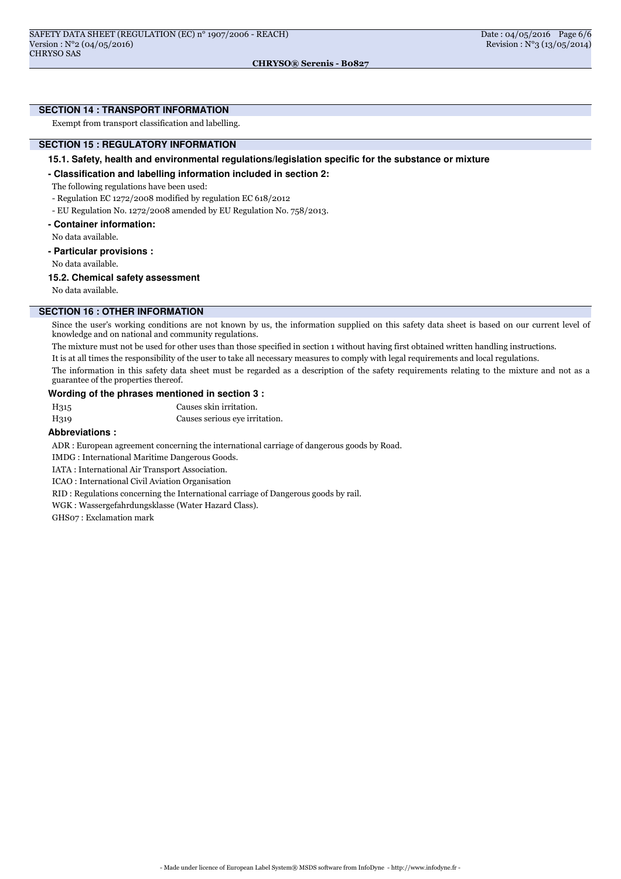## SECTION 14 : TRANSPORT INFORMATION

Exempt from transport classification and labelling.

## SECTION 15 : REGULATORY INFORMATION

### 15.1. Safety, health and environmental regulations/legislation specific for the substance or mixture

**- Classification and labelling information included in section 2:**

The following regulations have been used:

- Regulation EC 1272/2008 modified by regulation EC 618/2012
- EU Regulation No. 1272/2008 amended by EU Regulation No. 758/2013.

**- Container information:**

No data available.

**- Particular provisions :**

No data available.

### 15.2. Chemical safety assessment

No data available.

## SECTION 16 : OTHER INFORMATION

Since the user's working conditions are not known by us, the information supplied on this safety data sheet is based on our current level of knowledge and on national and community regulations.

The mixture must not be used for other uses than those specified in section 1 without having first obtained written handling instructions.

It is at all times the responsibility of the user to take all necessary measures to comply with legal requirements and local regulations.

The information in this safety data sheet must be regarded as a description of the safety requirements relating to the mixture and not as a guarantee of the properties thereof.

**Wording of the phrases mentioned in section 3 :**

| | |
|---|---|
| H315 | Causes skin irritation. |
| H319 | Causes serious eye irritation. |

**Abbreviations :**

ADR : European agreement concerning the international carriage of dangerous goods by Road.

IMDG : International Maritime Dangerous Goods.

IATA : International Air Transport Association.

ICAO : International Civil Aviation Organisation

RID : Regulations concerning the International carriage of Dangerous goods by rail.

WGK : Wassergefahrdungsklasse (Water Hazard Class).

GHS07 : Exclamation mark